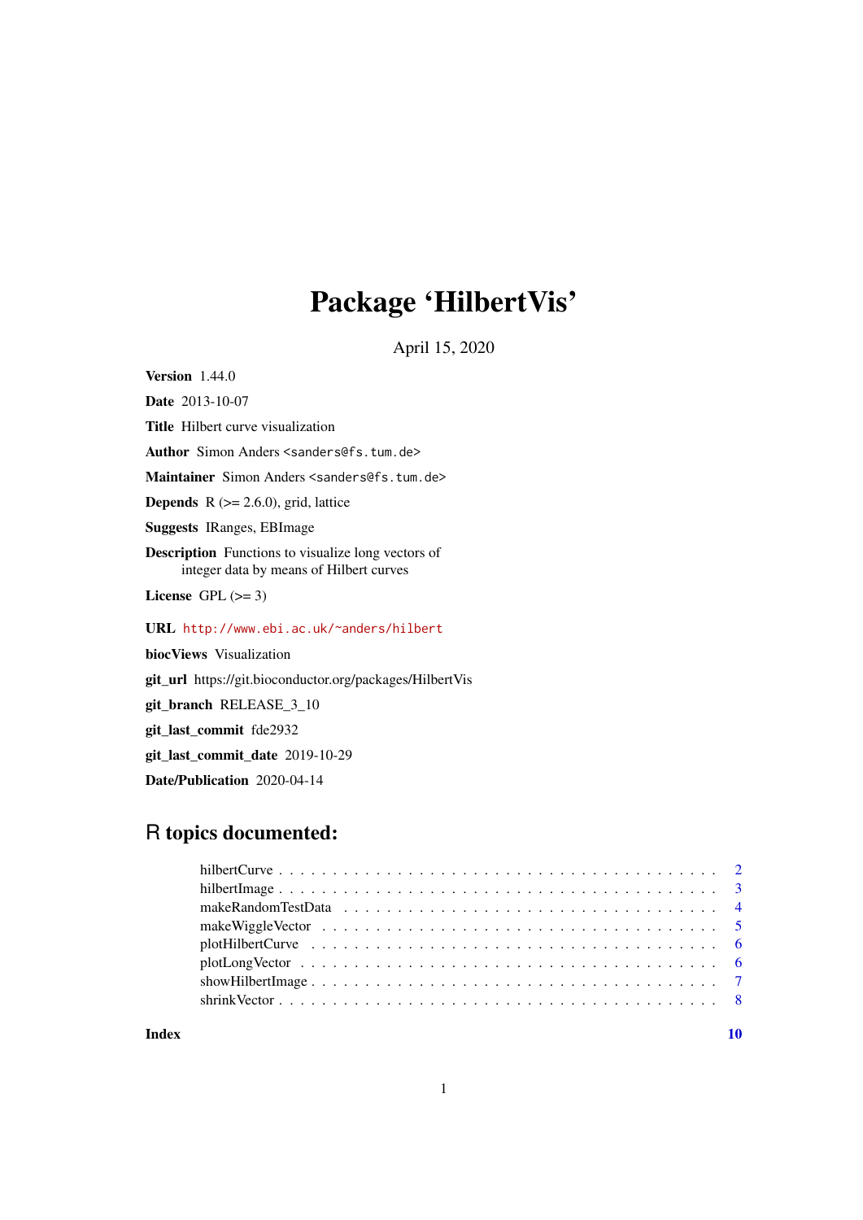# Package 'HilbertVis'

April 15, 2020

**Version** 1.44.0

**Date** 2013-10-07

**Title** Hilbert curve visualization

**Author** Simon Anders <sanders@fs.tum.de>

**Maintainer** Simon Anders <sanders@fs.tum.de>

**Depends** R (>= 2.6.0), grid, lattice

**Suggests** IRanges, EBImage

**Description** Functions to visualize long vectors of integer data by means of Hilbert curves

**License** GPL (>= 3)

**URL** http://www.ebi.ac.uk/~anders/hilbert

**biocViews** Visualization

**git_url** https://git.bioconductor.org/packages/HilbertVis

**git_branch** RELEASE_3_10

**git_last_commit** fde2932

**git_last_commit_date** 2019-10-29

**Date/Publication** 2020-04-14

## R topics documented:

- hilbertCurve . . . . . . . . . . . . . . . . . . . . . . . . . . . . . . . . . . . . . . 2
- hilbertImage . . . . . . . . . . . . . . . . . . . . . . . . . . . . . . . . . . . . . . 3
- makeRandomTestData . . . . . . . . . . . . . . . . . . . . . . . . . . . . . . . . . 4
- makeWiggleVector . . . . . . . . . . . . . . . . . . . . . . . . . . . . . . . . . . . 5
- plotHilbertCurve . . . . . . . . . . . . . . . . . . . . . . . . . . . . . . . . . . . . 6
- plotLongVector . . . . . . . . . . . . . . . . . . . . . . . . . . . . . . . . . . . . . 6
- showHilbertImage . . . . . . . . . . . . . . . . . . . . . . . . . . . . . . . . . . . 7
- shrinkVector . . . . . . . . . . . . . . . . . . . . . . . . . . . . . . . . . . . . . . 8

**Index** **10**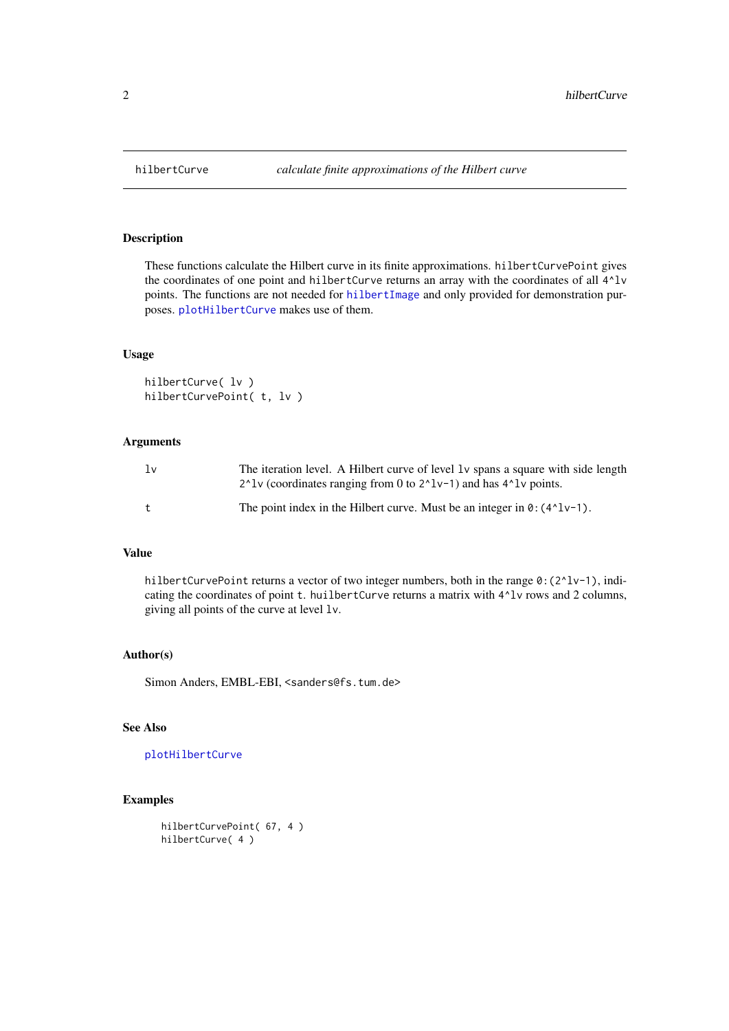# hilbertCurve — *calculate finite approximations of the Hilbert curve*

## Description

These functions calculate the Hilbert curve in its finite approximations. `hilbertCurvePoint` gives the coordinates of one point and `hilbertCurve` returns an array with the coordinates of all `4^lv` points. The functions are not needed for `hilbertImage` and only provided for demonstration purposes. `plotHilbertCurve` makes use of them.

## Usage

```
hilbertCurve( lv )
hilbertCurvePoint( t, lv )
```

## Arguments

| | |
|---|---|
| `lv` | The iteration level. A Hilbert curve of level `lv` spans a square with side length `2^lv` (coordinates ranging from 0 to `2^lv-1`) and has `4^lv` points. |
| `t` | The point index in the Hilbert curve. Must be an integer in `0:(4^lv-1)`. |

## Value

`hilbertCurvePoint` returns a vector of two integer numbers, both in the range `0:(2^lv-1)`, indicating the coordinates of point `t`. `huilbertCurve` returns a matrix with `4^lv` rows and 2 columns, giving all points of the curve at level `lv`.

## Author(s)

Simon Anders, EMBL-EBI, `<sanders@fs.tum.de>`

## See Also

`plotHilbertCurve`

## Examples

```
hilbertCurvePoint( 67, 4 )
hilbertCurve( 4 )
```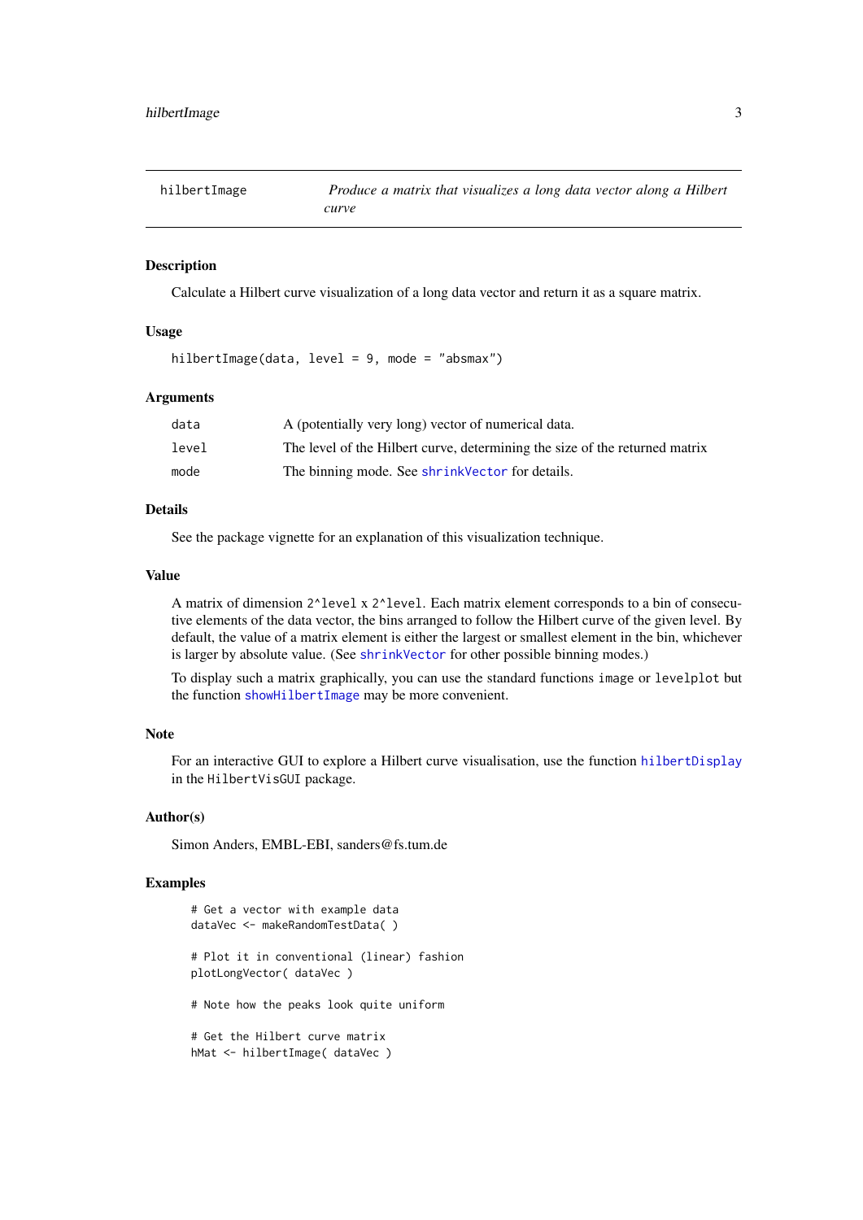| hilbertImage | *Produce a matrix that visualizes a long data vector along a Hilbert curve* |
| --- | --- |

## Description

Calculate a Hilbert curve visualization of a long data vector and return it as a square matrix.

## Usage

```
hilbertImage(data, level = 9, mode = "absmax")
```

## Arguments

| | |
| --- | --- |
| data | A (potentially very long) vector of numerical data. |
| level | The level of the Hilbert curve, determining the size of the returned matrix |
| mode | The binning mode. See shrinkVector for details. |

## Details

See the package vignette for an explanation of this visualization technique.

## Value

A matrix of dimension `2^level` x `2^level`. Each matrix element corresponds to a bin of consecutive elements of the data vector, the bins arranged to follow the Hilbert curve of the given level. By default, the value of a matrix element is either the largest or smallest element in the bin, whichever is larger by absolute value. (See shrinkVector for other possible binning modes.)

To display such a matrix graphically, you can use the standard functions `image` or `levelplot` but the function showHilbertImage may be more convenient.

## Note

For an interactive GUI to explore a Hilbert curve visualisation, use the function hilbertDisplay in the `HilbertVisGUI` package.

## Author(s)

Simon Anders, EMBL-EBI, sanders@fs.tum.de

## Examples

```
# Get a vector with example data
dataVec <- makeRandomTestData( )

# Plot it in conventional (linear) fashion
plotLongVector( dataVec )

# Note how the peaks look quite uniform

# Get the Hilbert curve matrix
hMat <- hilbertImage( dataVec )
```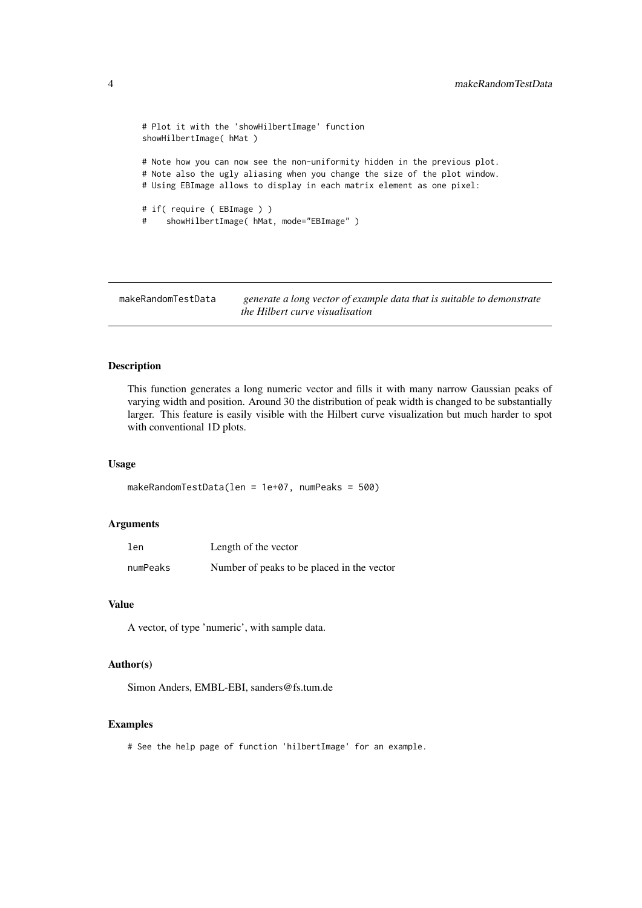```
# Plot it with the 'showHilbertImage' function
showHilbertImage( hMat )

# Note how you can now see the non-uniformity hidden in the previous plot.
# Note also the ugly aliasing when you change the size of the plot window.
# Using EBImage allows to display in each matrix element as one pixel:

# if( require ( EBImage ) )
#    showHilbertImage( hMat, mode="EBImage" )
```

---

## makeRandomTestData — *generate a long vector of example data that is suitable to demonstrate the Hilbert curve visualisation*

---

### Description

This function generates a long numeric vector and fills it with many narrow Gaussian peaks of varying width and position. Around 30 the distribution of peak width is changed to be substantially larger. This feature is easily visible with the Hilbert curve visualization but much harder to spot with conventional 1D plots.

### Usage

```
makeRandomTestData(len = 1e+07, numPeaks = 500)
```

### Arguments

| | |
|---|---|
| len | Length of the vector |
| numPeaks | Number of peaks to be placed in the vector |

### Value

A vector, of type 'numeric', with sample data.

### Author(s)

Simon Anders, EMBL-EBI, sanders@fs.tum.de

### Examples

```
# See the help page of function 'hilbertImage' for an example.
```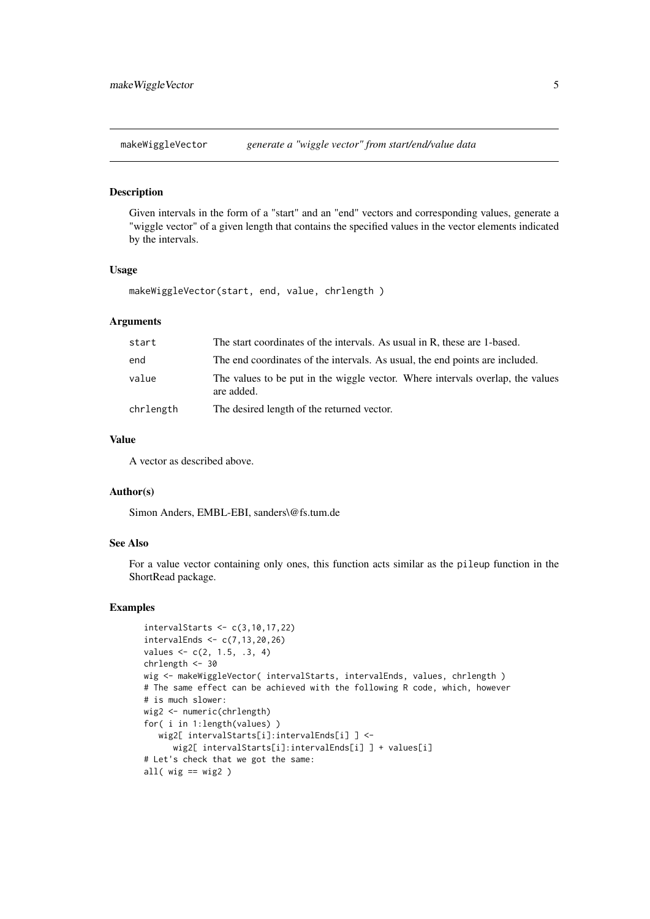`makeWiggleVector` *generate a "wiggle vector" from start/end/value data*

### Description

Given intervals in the form of a "start" and an "end" vectors and corresponding values, generate a "wiggle vector" of a given length that contains the specified values in the vector elements indicated by the intervals.

### Usage

```
makeWiggleVector(start, end, value, chrlength )
```

### Arguments

| | |
|---|---|
| `start` | The start coordinates of the intervals. As usual in R, these are 1-based. |
| `end` | The end coordinates of the intervals. As usual, the end points are included. |
| `value` | The values to be put in the wiggle vector. Where intervals overlap, the values are added. |
| `chrlength` | The desired length of the returned vector. |

### Value

A vector as described above.

### Author(s)

Simon Anders, EMBL-EBI, sanders\@fs.tum.de

### See Also

For a value vector containing only ones, this function acts similar as the `pileup` function in the ShortRead package.

### Examples

```
intervalStarts <- c(3,10,17,22)
intervalEnds <- c(7,13,20,26)
values <- c(2, 1.5, .3, 4)
chrlength <- 30
wig <- makeWiggleVector( intervalStarts, intervalEnds, values, chrlength )
# The same effect can be achieved with the following R code, which, however
# is much slower:
wig2 <- numeric(chrlength)
for( i in 1:length(values) )
   wig2[ intervalStarts[i]:intervalEnds[i] ] <-
      wig2[ intervalStarts[i]:intervalEnds[i] ] + values[i]
# Let's check that we got the same:
all( wig == wig2 )
```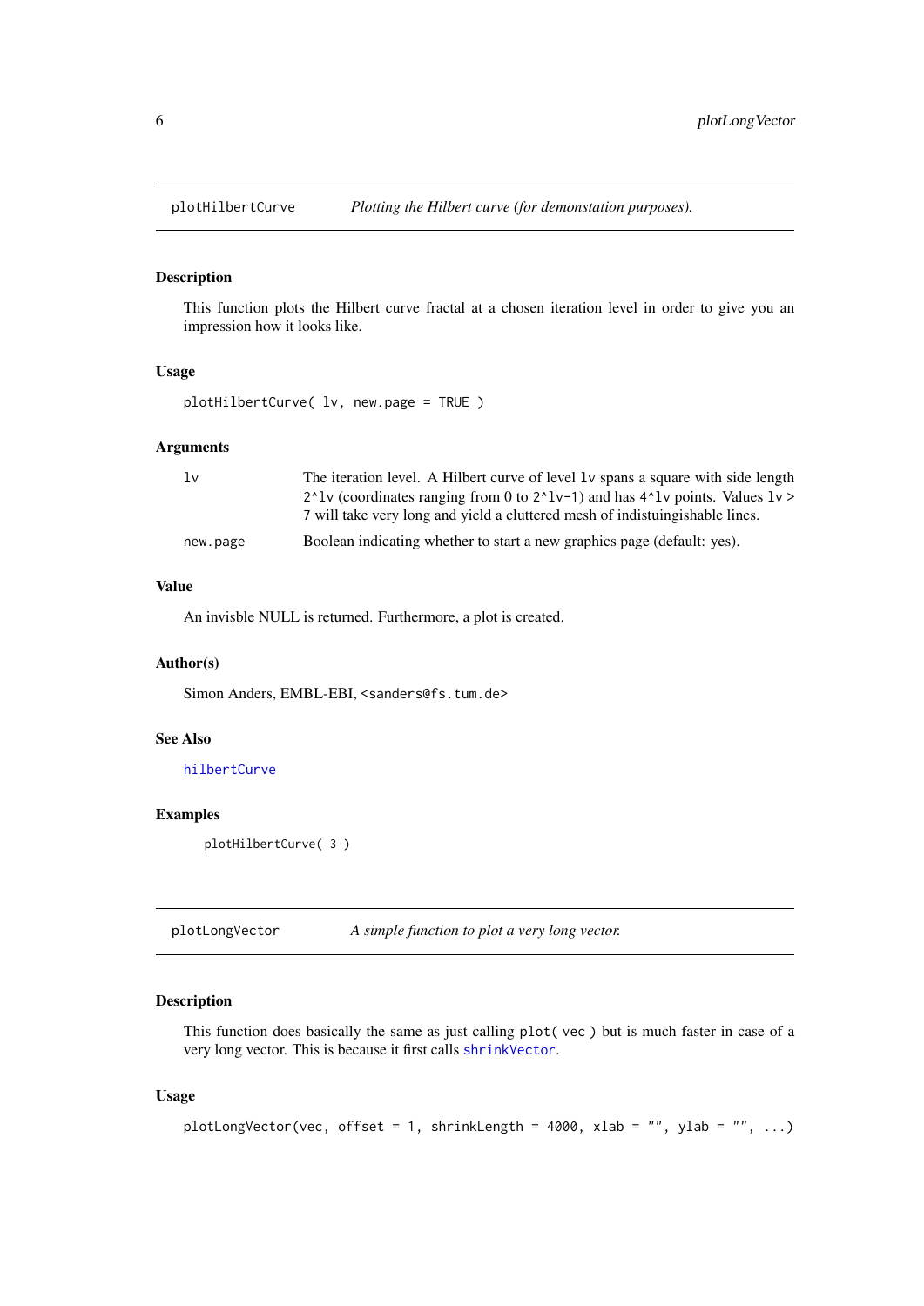## plotHilbertCurve — *Plotting the Hilbert curve (for demonstation purposes).*

### Description

This function plots the Hilbert curve fractal at a chosen iteration level in order to give you an impression how it looks like.

### Usage

```
plotHilbertCurve( lv, new.page = TRUE )
```

### Arguments

| | |
|---|---|
| `lv` | The iteration level. A Hilbert curve of level `lv` spans a square with side length `2^lv` (coordinates ranging from 0 to `2^lv-1`) and has `4^lv` points. Values `lv` > 7 will take very long and yield a cluttered mesh of indistuingishable lines. |
| `new.page` | Boolean indicating whether to start a new graphics page (default: yes). |

### Value

An invisble NULL is returned. Furthermore, a plot is created.

### Author(s)

Simon Anders, EMBL-EBI, `<sanders@fs.tum.de>`

### See Also

`hilbertCurve`

### Examples

```
plotHilbertCurve( 3 )
```

## plotLongVector — *A simple function to plot a very long vector.*

### Description

This function does basically the same as just calling `plot( vec )` but is much faster in case of a very long vector. This is because it first calls `shrinkVector`.

### Usage

```
plotLongVector(vec, offset = 1, shrinkLength = 4000, xlab = "", ylab = "", ...)
```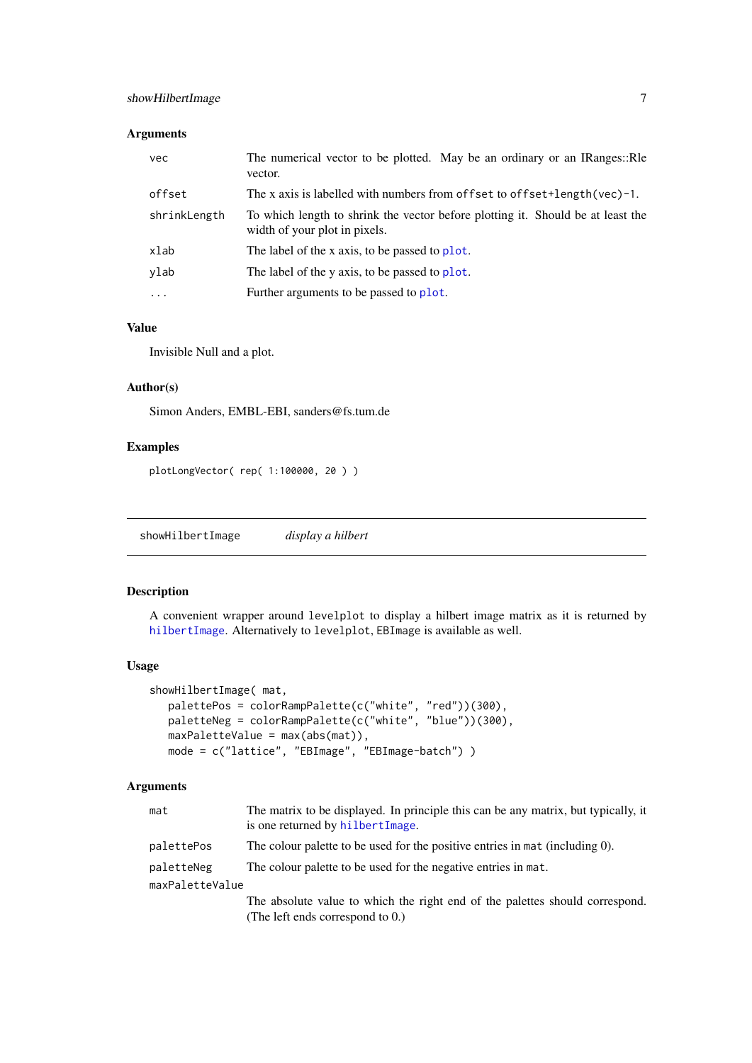### Arguments

| | |
|---|---|
| vec | The numerical vector to be plotted. May be an ordinary or an IRanges::Rle vector. |
| offset | The x axis is labelled with numbers from `offset` to `offset+length(vec)-1`. |
| shrinkLength | To which length to shrink the vector before plotting it. Should be at least the width of your plot in pixels. |
| xlab | The label of the x axis, to be passed to `plot`. |
| ylab | The label of the y axis, to be passed to `plot`. |
| ... | Further arguments to be passed to `plot`. |

### Value

Invisible Null and a plot.

### Author(s)

Simon Anders, EMBL-EBI, sanders@fs.tum.de

### Examples

```
plotLongVector( rep( 1:100000, 20 ) )
```

---

## showHilbertImage *display a hilbert*

---

### Description

A convenient wrapper around `levelplot` to display a hilbert image matrix as it is returned by `hilbertImage`. Alternatively to `levelplot`, `EBImage` is available as well.

### Usage

```
showHilbertImage( mat,
   palettePos = colorRampPalette(c("white", "red"))(300),
   paletteNeg = colorRampPalette(c("white", "blue"))(300),
   maxPaletteValue = max(abs(mat)),
   mode = c("lattice", "EBImage", "EBImage-batch") )
```

### Arguments

| | |
|---|---|
| mat | The matrix to be displayed. In principle this can be any matrix, but typically, it is one returned by `hilbertImage`. |
| palettePos | The colour palette to be used for the positive entries in `mat` (including 0). |
| paletteNeg | The colour palette to be used for the negative entries in `mat`. |
| maxPaletteValue | The absolute value to which the right end of the palettes should correspond. (The left ends correspond to 0.) |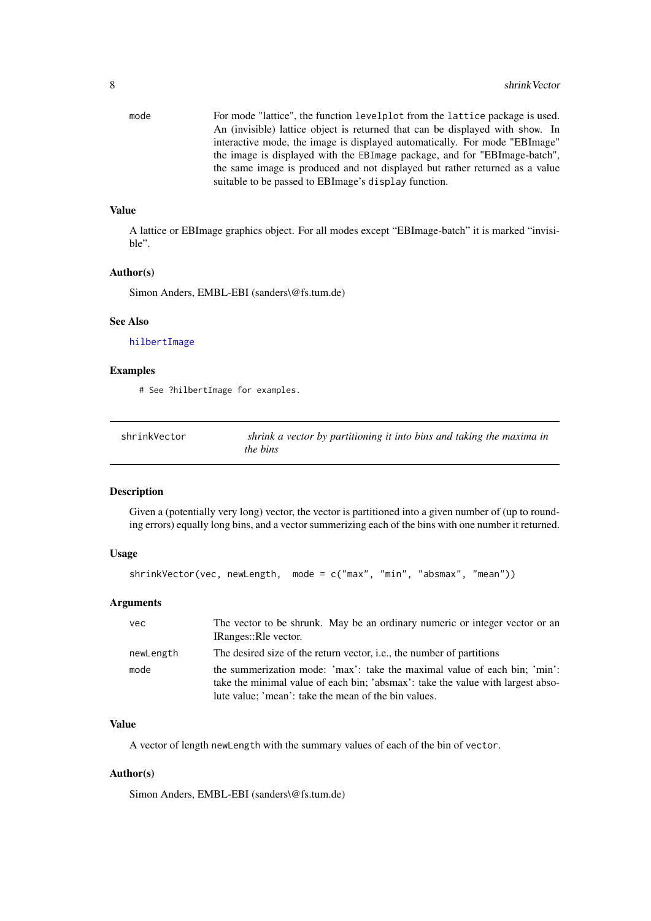| | |
|---|---|
| `mode` | For mode "lattice", the function `levelplot` from the `lattice` package is used. An (invisible) lattice object is returned that can be displayed with `show`. In interactive mode, the image is displayed automatically. For mode "EBImage" the image is displayed with the `EBImage` package, and for "EBImage-batch", the same image is produced and not displayed but rather returned as a value suitable to be passed to EBImage's `display` function. |

### Value

A lattice or EBImage graphics object. For all modes except "EBImage-batch" it is marked "invisible".

### Author(s)

Simon Anders, EMBL-EBI (sanders\@fs.tum.de)

### See Also

`hilbertImage`

### Examples

```
# See ?hilbertImage for examples.
```

---

## `shrinkVector` *shrink a vector by partitioning it into bins and taking the maxima in the bins*

---

### Description

Given a (potentially very long) vector, the vector is partitioned into a given number of (up to rounding errors) equally long bins, and a vector summerizing each of the bins with one number it returned.

### Usage

```
shrinkVector(vec, newLength,  mode = c("max", "min", "absmax", "mean"))
```

### Arguments

| | |
|---|---|
| `vec` | The vector to be shrunk. May be an ordinary numeric or integer vector or an IRanges::Rle vector. |
| `newLength` | The desired size of the return vector, i.e., the number of partitions |
| `mode` | the summerization mode: 'max': take the maximal value of each bin; 'min': take the minimal value of each bin; 'absmax': take the value with largest absolute value; 'mean': take the mean of the bin values. |

### Value

A vector of length `newLength` with the summary values of each of the bin of `vector`.

### Author(s)

Simon Anders, EMBL-EBI (sanders\@fs.tum.de)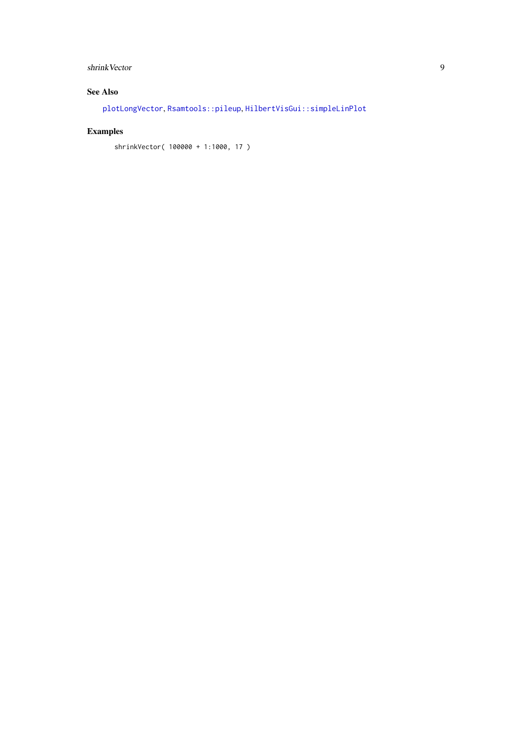## See Also

`plotLongVector`, `Rsamtools::pileup`, `HilbertVisGui::simpleLinPlot`

## Examples

```
shrinkVector( 100000 + 1:1000, 17 )
```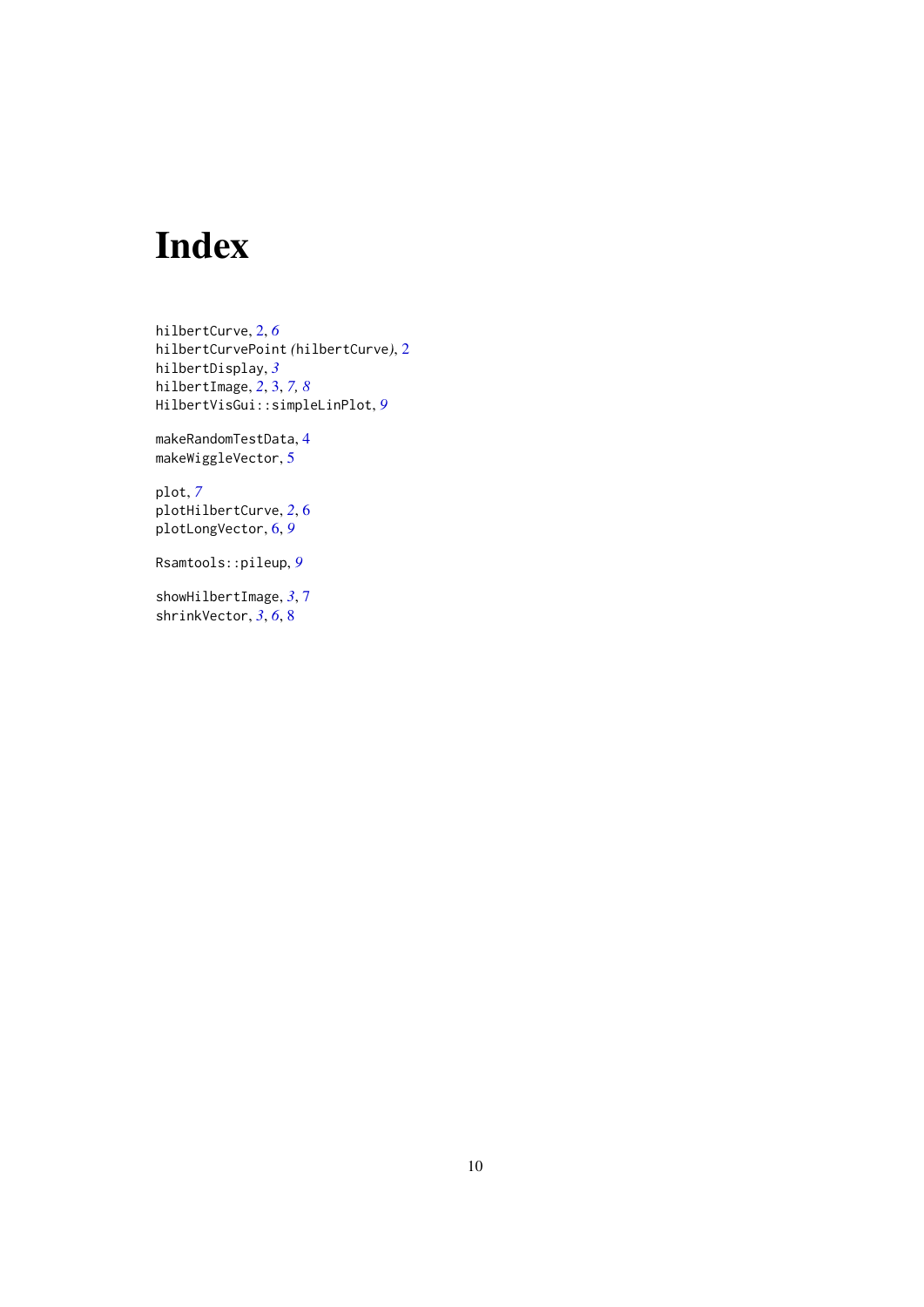# Index

hilbertCurve, 2, *6*
hilbertCurvePoint *(*hilbertCurve*)*, 2
hilbertDisplay, *3*
hilbertImage, *2*, 3, *7, 8*
HilbertVisGui::simpleLinPlot, *9*

makeRandomTestData, 4
makeWiggleVector, 5

plot, *7*
plotHilbertCurve, *2*, 6
plotLongVector, 6, *9*

Rsamtools::pileup, *9*

showHilbertImage, *3*, 7
shrinkVector, *3*, *6*, 8